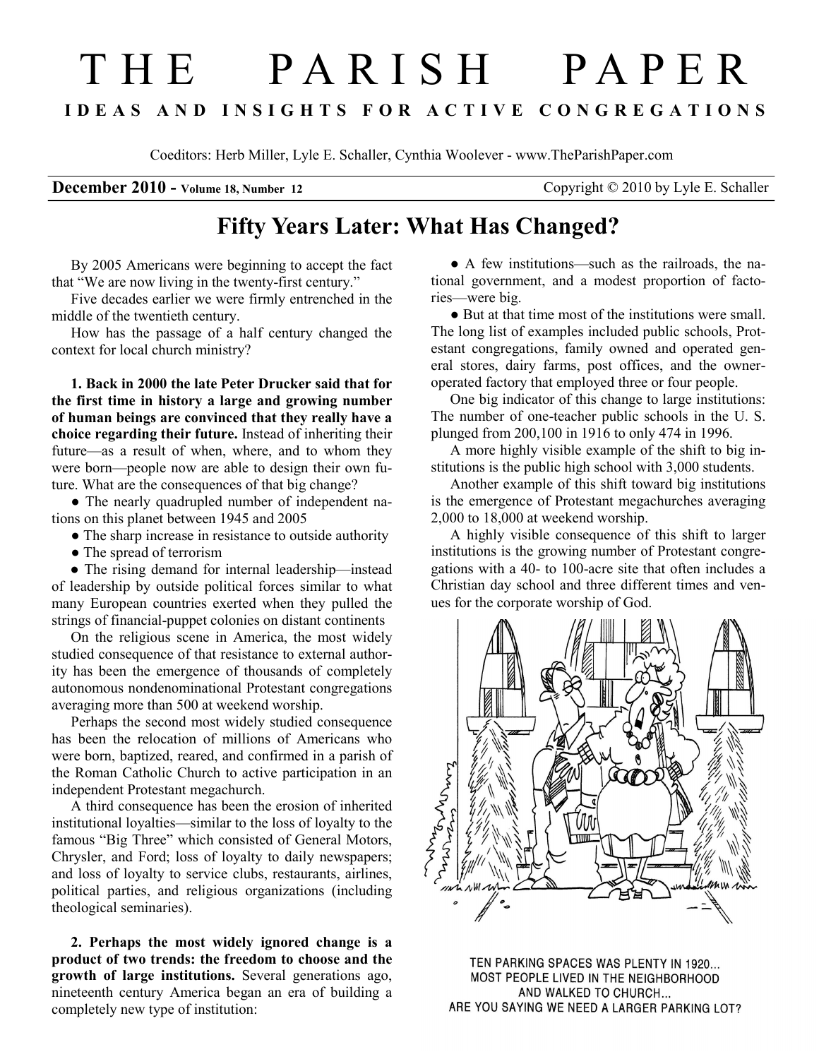# THE PARISH PAPER

**IDEAS AND INSIGHTS FOR ACTIVE CONGREGATIONS**

Coeditors: Herb Miller, Lyle E. Schaller, Cynthia Woolever - www.TheParishPaper.com

**December 2010 - Volume 18, Number 12** Copyright © 2010 by Lyle E. Schaller

## Fifty Years Later: What Has Changed?

By 2005 Americans were beginning to accept the fact that "We are now living in the twenty-first century."

Five decades earlier we were firmly entrenched in the middle of the twentieth century.

How has the passage of a half century changed the context for local church ministry?

**1. Back in 2000 the late Peter Drucker said that for the first time in history a large and growing number of human beings are convinced that they really have a choice regarding their future.** Instead of inheriting their future—as a result of when, where, and to whom they were born—people now are able to design their own future. What are the consequences of that big change?

- The nearly quadrupled number of independent nations on this planet between 1945 and 2005
- The sharp increase in resistance to outside authority
- The spread of terrorism
- The rising demand for internal leadership—instead of leadership by outside political forces similar to what many European countries exerted when they pulled the strings of financial-puppet colonies on distant continents

On the religious scene in America, the most widely studied consequence of that resistance to external authority has been the emergence of thousands of completely autonomous nondenominational Protestant congregations averaging more than 500 at weekend worship.

Perhaps the second most widely studied consequence has been the relocation of millions of Americans who were born, baptized, reared, and confirmed in a parish of the Roman Catholic Church to active participation in an independent Protestant megachurch.

A third consequence has been the erosion of inherited institutional loyalties—similar to the loss of loyalty to the famous "Big Three" which consisted of General Motors, Chrysler, and Ford; loss of loyalty to daily newspapers; and loss of loyalty to service clubs, restaurants, airlines, political parties, and religious organizations (including theological seminaries).

**2. Perhaps the most widely ignored change is a product of two trends: the freedom to choose and the growth of large institutions.** Several generations ago, nineteenth century America began an era of building a completely new type of institution:

- A few institutions—such as the railroads, the national government, and a modest proportion of factories—were big.
- But at that time most of the institutions were small. The long list of examples included public schools, Protestant congregations, family owned and operated general stores, dairy farms, post offices, and the owner-operated factory that employed three or four people.

One big indicator of this change to large institutions: The number of one-teacher public schools in the U. S. plunged from 200,100 in 1916 to only 474 in 1996.

A more highly visible example of the shift to big institutions is the public high school with 3,000 students.

Another example of this shift toward big institutions is the emergence of Protestant megachurches averaging 2,000 to 18,000 at weekend worship.

A highly visible consequence of this shift to larger institutions is the growing number of Protestant congregations with a 40- to 100-acre site that often includes a Christian day school and three different times and venues for the corporate worship of God.

TEN PARKING SPACES WAS PLENTY IN 1920... MOST PEOPLE LIVED IN THE NEIGHBORHOOD AND WALKED TO CHURCH... ARE YOU SAYING WE NEED A LARGER PARKING LOT?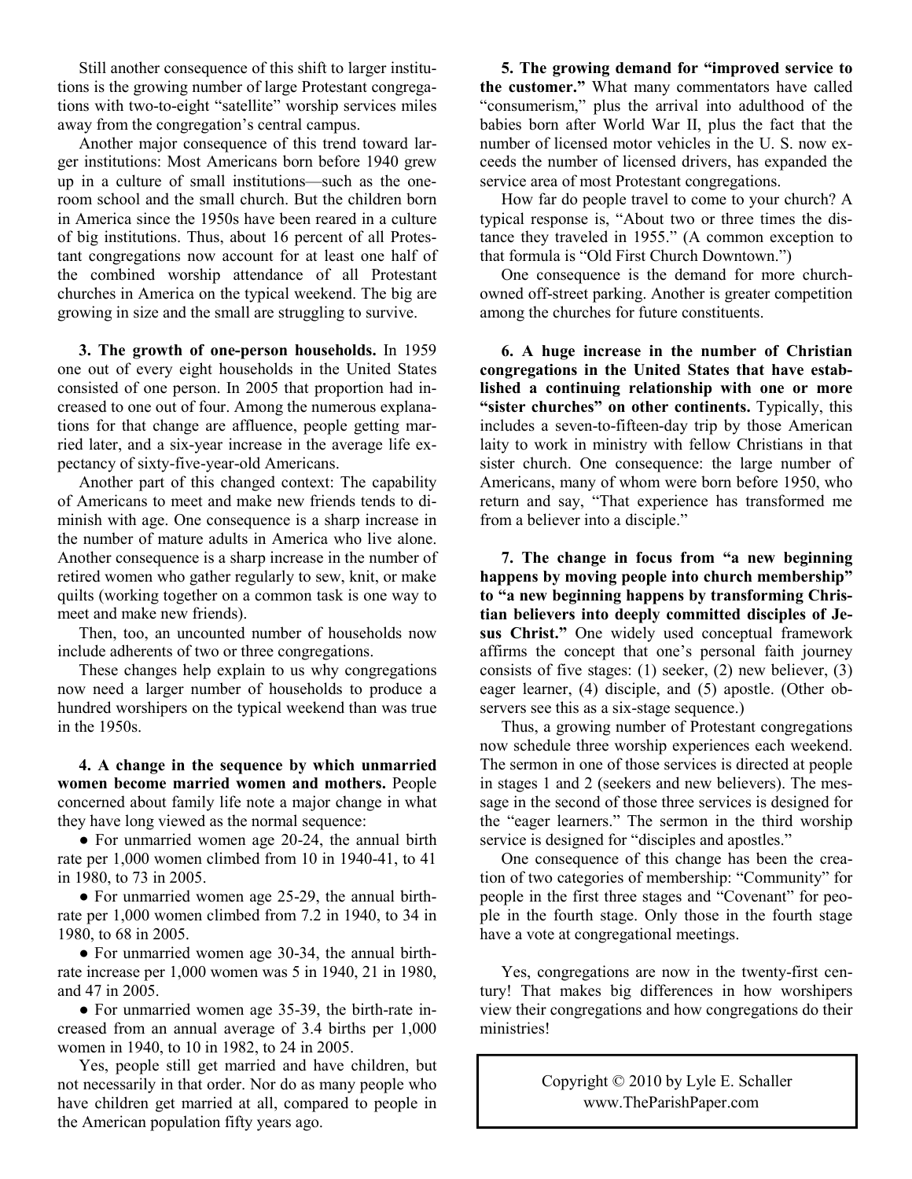Still another consequence of this shift to larger institutions is the growing number of large Protestant congregations with two-to-eight "satellite" worship services miles away from the congregation's central campus.

Another major consequence of this trend toward larger institutions: Most Americans born before 1940 grew up in a culture of small institutions—such as the one-room school and the small church. But the children born in America since the 1950s have been reared in a culture of big institutions. Thus, about 16 percent of all Protestant congregations now account for at least one half of the combined worship attendance of all Protestant churches in America on the typical weekend. The big are growing in size and the small are struggling to survive.

**3. The growth of one-person households.** In 1959 one out of every eight households in the United States consisted of one person. In 2005 that proportion had increased to one out of four. Among the numerous explanations for that change are affluence, people getting married later, and a six-year increase in the average life expectancy of sixty-five-year-old Americans.

Another part of this changed context: The capability of Americans to meet and make new friends tends to diminish with age. One consequence is a sharp increase in the number of mature adults in America who live alone. Another consequence is a sharp increase in the number of retired women who gather regularly to sew, knit, or make quilts (working together on a common task is one way to meet and make new friends).

Then, too, an uncounted number of households now include adherents of two or three congregations.

These changes help explain to us why congregations now need a larger number of households to produce a hundred worshipers on the typical weekend than was true in the 1950s.

**4. A change in the sequence by which unmarried women become married women and mothers.** People concerned about family life note a major change in what they have long viewed as the normal sequence:

- For unmarried women age 20-24, the annual birth rate per 1,000 women climbed from 10 in 1940-41, to 41 in 1980, to 73 in 2005.
- For unmarried women age 25-29, the annual birth-rate per 1,000 women climbed from 7.2 in 1940, to 34 in 1980, to 68 in 2005.
- For unmarried women age 30-34, the annual birth-rate increase per 1,000 women was 5 in 1940, 21 in 1980, and 47 in 2005.
- For unmarried women age 35-39, the birth-rate increased from an annual average of 3.4 births per 1,000 women in 1940, to 10 in 1982, to 24 in 2005.

Yes, people still get married and have children, but not necessarily in that order. Nor do as many people who have children get married at all, compared to people in the American population fifty years ago.

**5. The growing demand for "improved service to the customer."** What many commentators have called "consumerism," plus the arrival into adulthood of the babies born after World War II, plus the fact that the number of licensed motor vehicles in the U. S. now exceeds the number of licensed drivers, has expanded the service area of most Protestant congregations.

How far do people travel to come to your church? A typical response is, "About two or three times the distance they traveled in 1955." (A common exception to that formula is "Old First Church Downtown.")

One consequence is the demand for more church-owned off-street parking. Another is greater competition among the churches for future constituents.

**6. A huge increase in the number of Christian congregations in the United States that have established a continuing relationship with one or more "sister churches" on other continents.** Typically, this includes a seven-to-fifteen-day trip by those American laity to work in ministry with fellow Christians in that sister church. One consequence: the large number of Americans, many of whom were born before 1950, who return and say, "That experience has transformed me from a believer into a disciple."

**7. The change in focus from "a new beginning happens by moving people into church membership" to "a new beginning happens by transforming Christian believers into deeply committed disciples of Jesus Christ."** One widely used conceptual framework affirms the concept that one's personal faith journey consists of five stages: (1) seeker, (2) new believer, (3) eager learner, (4) disciple, and (5) apostle. (Other observers see this as a six-stage sequence.)

Thus, a growing number of Protestant congregations now schedule three worship experiences each weekend. The sermon in one of those services is directed at people in stages 1 and 2 (seekers and new believers). The message in the second of those three services is designed for the "eager learners." The sermon in the third worship service is designed for "disciples and apostles."

One consequence of this change has been the creation of two categories of membership: "Community" for people in the first three stages and "Covenant" for people in the fourth stage. Only those in the fourth stage have a vote at congregational meetings.

Yes, congregations are now in the twenty-first century! That makes big differences in how worshipers view their congregations and how congregations do their ministries!

Copyright © 2010 by Lyle E. Schaller
www.TheParishPaper.com